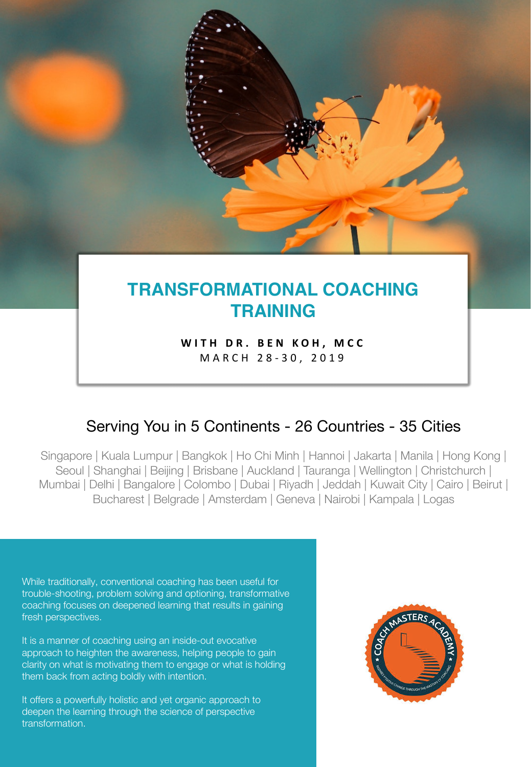# TRANSFORMATIONAL COACHING TRAINING

**WITH DR. BEN KOH, MCC**

MARCH 28-30, 2019

## Serving You in 5 Continents - 26 Countries - 35 Cities

Singapore | Kuala Lumpur | Bangkok | Ho Chi Minh | Hannoi | Jakarta | Manila | Hong Kong | Seoul | Shanghai | Beijing | Brisbane | Auckland | Tauranga | Wellington | Christchurch | Mumbai | Delhi | Bangalore | Colombo | Dubai | Riyadh | Jeddah | Kuwait City | Cairo | Beirut | Bucharest | Belgrade | Amsterdam | Geneva | Nairobi | Kampala | Logas

While traditionally, conventional coaching has been useful for trouble-shooting, problem solving and optioning, transformative coaching focuses on deepened learning that results in gaining fresh perspectives.

It is a manner of coaching using an inside-out evocative approach to heighten the awareness, helping people to gain clarity on what is motivating them to engage or what is holding them back from acting boldly with intention.

It offers a powerfully holistic and yet organic approach to deepen the learning through the science of perspective transformation.

COACH MASTERS ACADEMY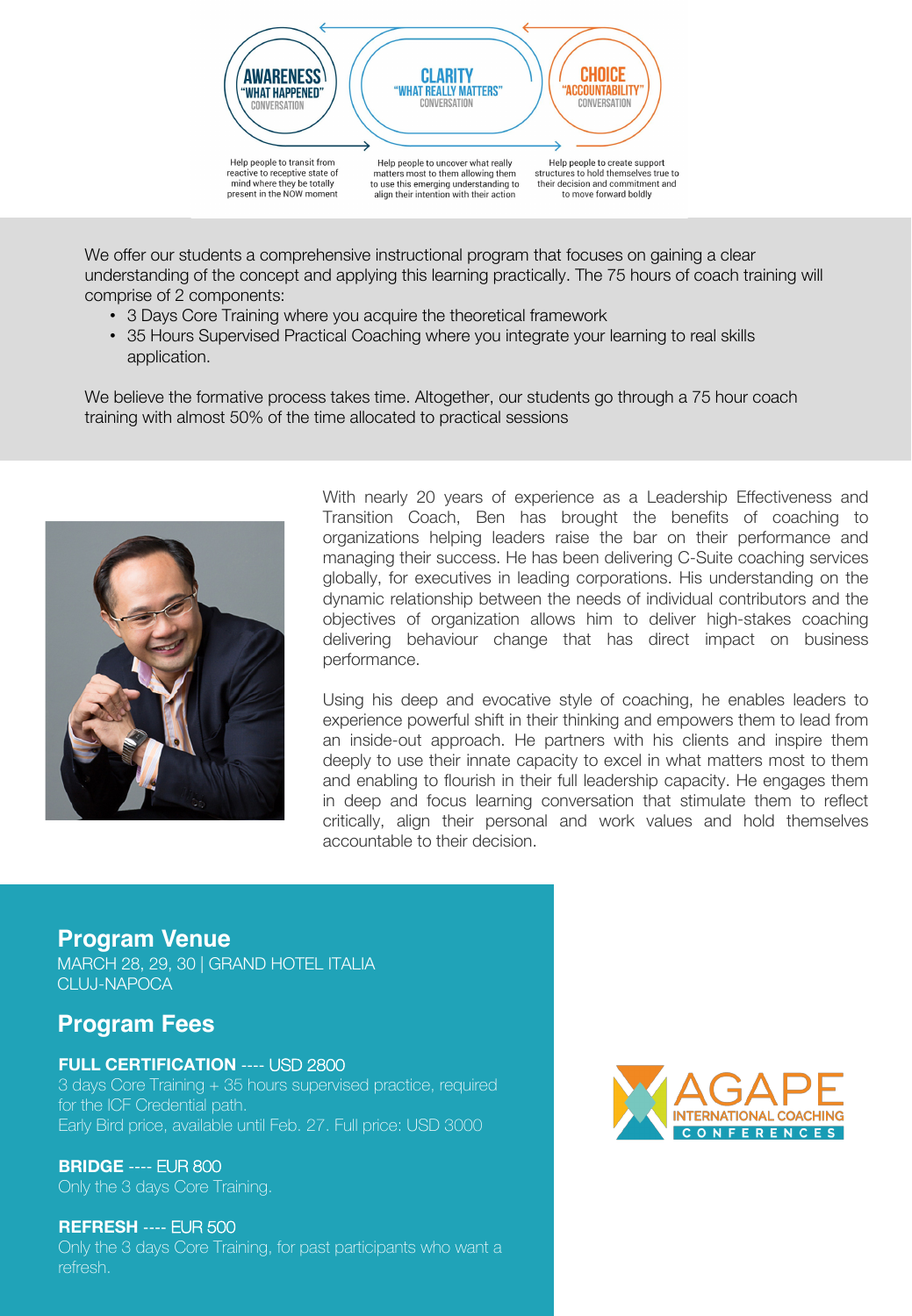AWARENESS
"WHAT HAPPENED"
CONVERSATION

Help people to transit from reactive to receptive state of mind where they be totally present in the NOW moment

CLARITY
"WHAT REALLY MATTERS"
CONVERSATION

Help people to uncover what really matters most to them allowing them to use this emerging understanding to align their intention with their action

CHOICE
"ACCOUNTABILITY"
CONVERSATION

Help people to create support structures to hold themselves true to their decision and commitment and to move forward boldly

We offer our students a comprehensive instructional program that focuses on gaining a clear understanding of the concept and applying this learning practically. The 75 hours of coach training will comprise of 2 components:

- 3 Days Core Training where you acquire the theoretical framework
- 35 Hours Supervised Practical Coaching where you integrate your learning to real skills application.

We believe the formative process takes time. Altogether, our students go through a 75 hour coach training with almost 50% of the time allocated to practical sessions

With nearly 20 years of experience as a Leadership Effectiveness and Transition Coach, Ben has brought the benefits of coaching to organizations helping leaders raise the bar on their performance and managing their success. He has been delivering C-Suite coaching services globally, for executives in leading corporations. His understanding on the dynamic relationship between the needs of individual contributors and the objectives of organization allows him to deliver high-stakes coaching delivering behaviour change that has direct impact on business performance.

Using his deep and evocative style of coaching, he enables leaders to experience powerful shift in their thinking and empowers them to lead from an inside-out approach. He partners with his clients and inspire them deeply to use their innate capacity to excel in what matters most to them and enabling to flourish in their full leadership capacity. He engages them in deep and focus learning conversation that stimulate them to reflect critically, align their personal and work values and hold themselves accountable to their decision.

## Program Venue

MARCH 28, 29, 30 | GRAND HOTEL ITALIA
CLUJ-NAPOCA

## Program Fees

**FULL CERTIFICATION** ---- USD 2800
3 days Core Training + 35 hours supervised practice, required for the ICF Credential path.
Early Bird price, available until Feb. 27. Full price: USD 3000

**BRIDGE** ---- EUR 800
Only the 3 days Core Training.

**REFRESH** ---- EUR 500
Only the 3 days Core Training, for past participants who want a refresh.

AGAPE
INTERNATIONAL COACHING
CONFERENCES